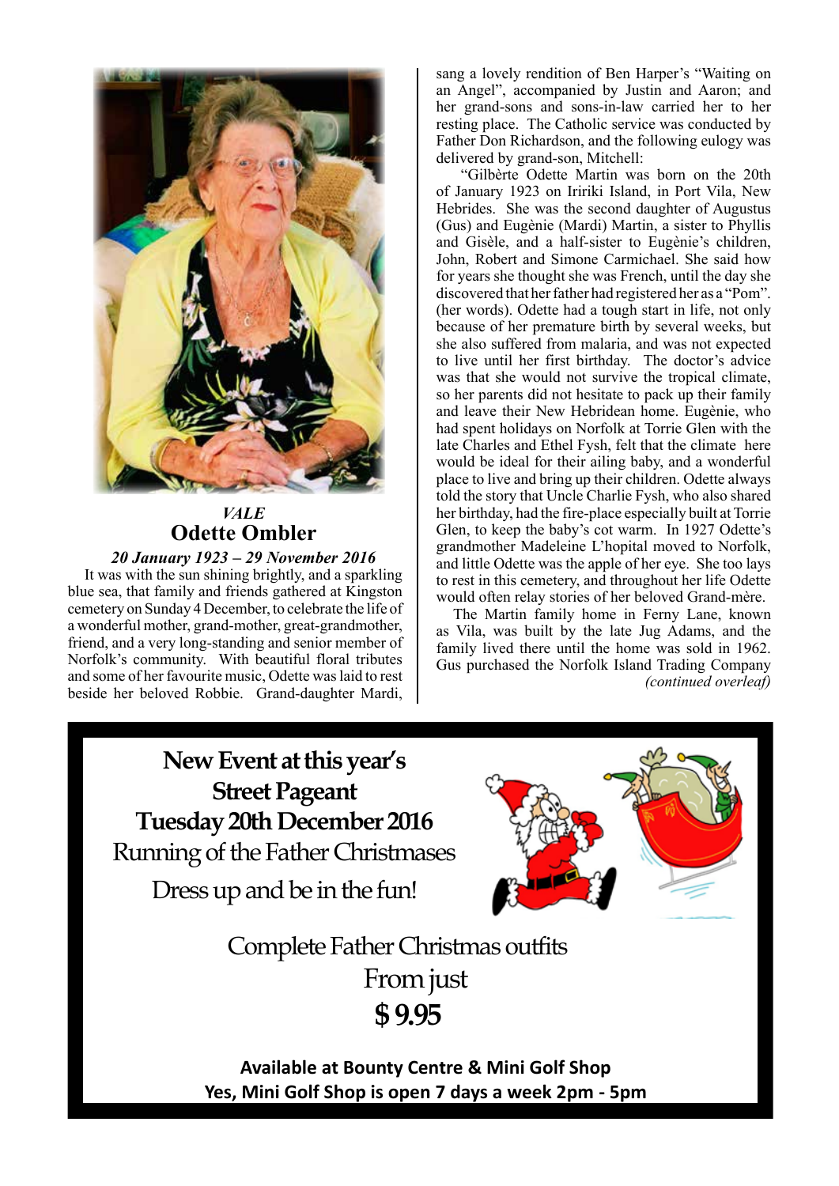*VALE*

## Odette Ombler

***20 January 1923 – 29 November 2016***

It was with the sun shining brightly, and a sparkling blue sea, that family and friends gathered at Kingston cemetery on Sunday 4 December, to celebrate the life of a wonderful mother, grand-mother, great-grandmother, friend, and a very long-standing and senior member of Norfolk's community. With beautiful floral tributes and some of her favourite music, Odette was laid to rest beside her beloved Robbie. Grand-daughter Mardi, sang a lovely rendition of Ben Harper's "Waiting on an Angel", accompanied by Justin and Aaron; and her grand-sons and sons-in-law carried her to her resting place. The Catholic service was conducted by Father Don Richardson, and the following eulogy was delivered by grand-son, Mitchell:

"Gilbèrte Odette Martin was born on the 20th of January 1923 on Iririki Island, in Port Vila, New Hebrides. She was the second daughter of Augustus (Gus) and Eugènie (Mardi) Martin, a sister to Phyllis and Gisèle, and a half-sister to Eugènie's children, John, Robert and Simone Carmichael. She said how for years she thought she was French, until the day she discovered that her father had registered her as a "Pom". (her words). Odette had a tough start in life, not only because of her premature birth by several weeks, but she also suffered from malaria, and was not expected to live until her first birthday. The doctor's advice was that she would not survive the tropical climate, so her parents did not hesitate to pack up their family and leave their New Hebridean home. Eugènie, who had spent holidays on Norfolk at Torrie Glen with the late Charles and Ethel Fysh, felt that the climate here would be ideal for their ailing baby, and a wonderful place to live and bring up their children. Odette always told the story that Uncle Charlie Fysh, who also shared her birthday, had the fire-place especially built at Torrie Glen, to keep the baby's cot warm. In 1927 Odette's grandmother Madeleine L'hopital moved to Norfolk, and little Odette was the apple of her eye. She too lays to rest in this cemetery, and throughout her life Odette would often relay stories of her beloved Grand-mère.

The Martin family home in Ferny Lane, known as Vila, was built by the late Jug Adams, and the family lived there until the home was sold in 1962. Gus purchased the Norfolk Island Trading Company

*(continued overleaf)*

---

**New Event at this year's Street Pageant**

**Tuesday 20th December 2016**

Running of the Father Christmases

Dress up and be in the fun!

Complete Father Christmas outfits

From just

**$ 9.95**

**Available at Bounty Centre & Mini Golf Shop**

**Yes, Mini Golf Shop is open 7 days a week 2pm - 5pm**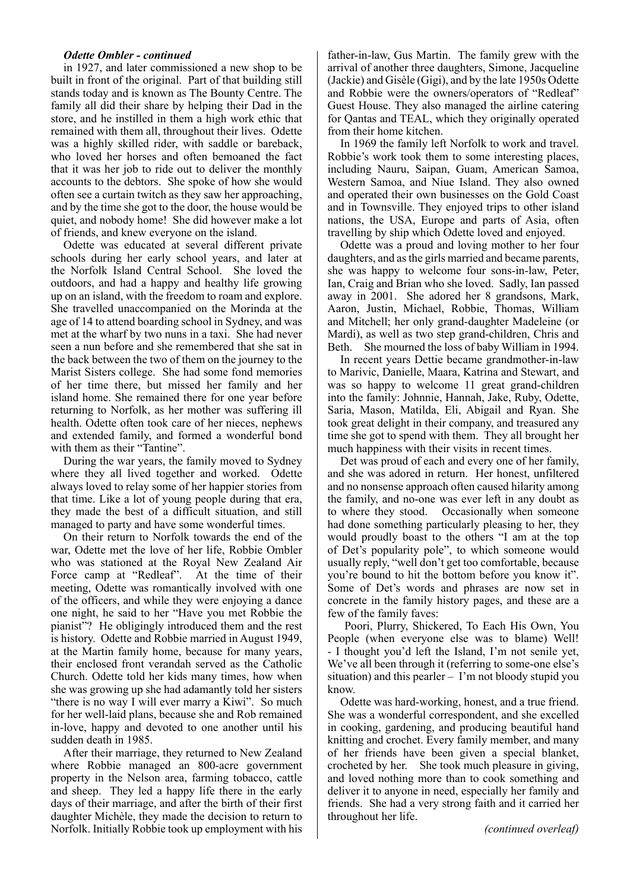***Odette Ombler - continued***

in 1927, and later commissioned a new shop to be built in front of the original. Part of that building still stands today and is known as The Bounty Centre. The family all did their share by helping their Dad in the store, and he instilled in them a high work ethic that remained with them all, throughout their lives. Odette was a highly skilled rider, with saddle or bareback, who loved her horses and often bemoaned the fact that it was her job to ride out to deliver the monthly accounts to the debtors. She spoke of how she would often see a curtain twitch as they saw her approaching, and by the time she got to the door, the house would be quiet, and nobody home! She did however make a lot of friends, and knew everyone on the island.

Odette was educated at several different private schools during her early school years, and later at the Norfolk Island Central School. She loved the outdoors, and had a happy and healthy life growing up on an island, with the freedom to roam and explore. She travelled unaccompanied on the Morinda at the age of 14 to attend boarding school in Sydney, and was met at the wharf by two nuns in a taxi. She had never seen a nun before and she remembered that she sat in the back between the two of them on the journey to the Marist Sisters college. She had some fond memories of her time there, but missed her family and her island home. She remained there for one year before returning to Norfolk, as her mother was suffering ill health. Odette often took care of her nieces, nephews and extended family, and formed a wonderful bond with them as their "Tantine".

During the war years, the family moved to Sydney where they all lived together and worked. Odette always loved to relay some of her happier stories from that time. Like a lot of young people during that era, they made the best of a difficult situation, and still managed to party and have some wonderful times.

On their return to Norfolk towards the end of the war, Odette met the love of her life, Robbie Ombler who was stationed at the Royal New Zealand Air Force camp at "Redleaf". At the time of their meeting, Odette was romantically involved with one of the officers, and while they were enjoying a dance one night, he said to her "Have you met Robbie the pianist"? He obligingly introduced them and the rest is history. Odette and Robbie married in August 1949, at the Martin family home, because for many years, their enclosed front verandah served as the Catholic Church. Odette told her kids many times, how when she was growing up she had adamantly told her sisters "there is no way I will ever marry a Kiwi". So much for her well-laid plans, because she and Rob remained in-love, happy and devoted to one another until his sudden death in 1985.

After their marriage, they returned to New Zealand where Robbie managed an 800-acre government property in the Nelson area, farming tobacco, cattle and sheep. They led a happy life there in the early days of their marriage, and after the birth of their first daughter Michèle, they made the decision to return to Norfolk. Initially Robbie took up employment with his father-in-law, Gus Martin. The family grew with the arrival of another three daughters, Simone, Jacqueline (Jackie) and Gisèle (Gigi), and by the late 1950s Odette and Robbie were the owners/operators of "Redleaf" Guest House. They also managed the airline catering for Qantas and TEAL, which they originally operated from their home kitchen.

In 1969 the family left Norfolk to work and travel. Robbie's work took them to some interesting places, including Nauru, Saipan, Guam, American Samoa, Western Samoa, and Niue Island. They also owned and operated their own businesses on the Gold Coast and in Townsville. They enjoyed trips to other island nations, the USA, Europe and parts of Asia, often travelling by ship which Odette loved and enjoyed.

Odette was a proud and loving mother to her four daughters, and as the girls married and became parents, she was happy to welcome four sons-in-law, Peter, Ian, Craig and Brian who she loved. Sadly, Ian passed away in 2001. She adored her 8 grandsons, Mark, Aaron, Justin, Michael, Robbie, Thomas, William and Mitchell; her only grand-daughter Madeleine (or Mardi), as well as two step grand-children, Chris and Beth. She mourned the loss of baby William in 1994.

In recent years Dettie became grandmother-in-law to Marivic, Danielle, Maara, Katrina and Stewart, and was so happy to welcome 11 great grand-children into the family: Johnnie, Hannah, Jake, Ruby, Odette, Saria, Mason, Matilda, Eli, Abigail and Ryan. She took great delight in their company, and treasured any time she got to spend with them. They all brought her much happiness with their visits in recent times.

Det was proud of each and every one of her family, and she was adored in return. Her honest, unfiltered and no nonsense approach often caused hilarity among the family, and no-one was ever left in any doubt as to where they stood. Occasionally when someone had done something particularly pleasing to her, they would proudly boast to the others "I am at the top of Det's popularity pole", to which someone would usually reply, "well don't get too comfortable, because you're bound to hit the bottom before you know it". Some of Det's words and phrases are now set in concrete in the family history pages, and these are a few of the family faves:

Poori, Plurry, Shickered, To Each His Own, You People (when everyone else was to blame) Well! - I thought you'd left the Island, I'm not senile yet, We've all been through it (referring to some-one else's situation) and this pearler – I'm not bloody stupid you know.

Odette was hard-working, honest, and a true friend. She was a wonderful correspondent, and she excelled in cooking, gardening, and producing beautiful hand knitting and crochet. Every family member, and many of her friends have been given a special blanket, crocheted by her. She took much pleasure in giving, and loved nothing more than to cook something and deliver it to anyone in need, especially her family and friends. She had a very strong faith and it carried her throughout her life.

*(continued overleaf)*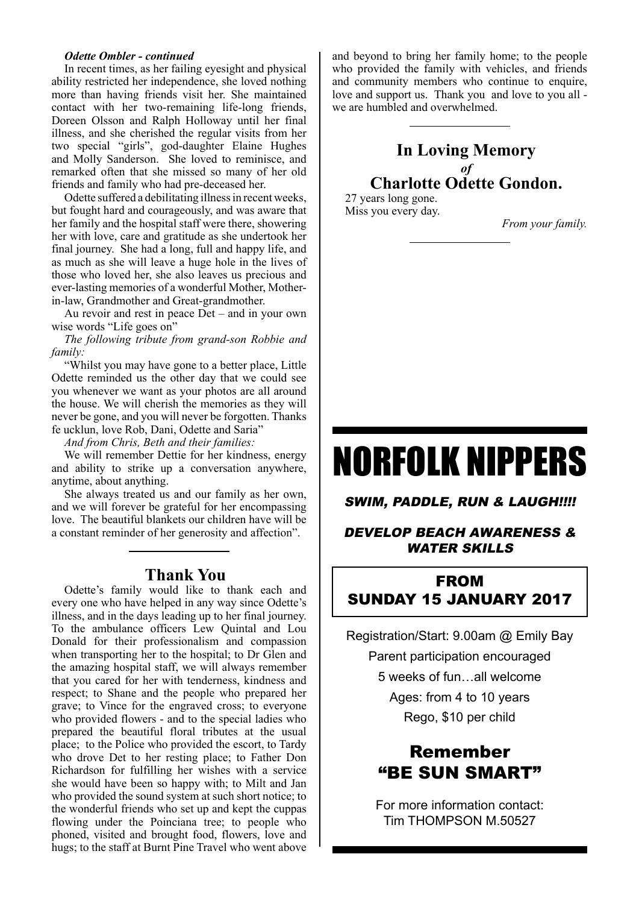***Odette Ombler - continued***

In recent times, as her failing eyesight and physical ability restricted her independence, she loved nothing more than having friends visit her. She maintained contact with her two-remaining life-long friends, Doreen Olsson and Ralph Holloway until her final illness, and she cherished the regular visits from her two special "girls", god-daughter Elaine Hughes and Molly Sanderson. She loved to reminisce, and remarked often that she missed so many of her old friends and family who had pre-deceased her.

Odette suffered a debilitating illness in recent weeks, but fought hard and courageously, and was aware that her family and the hospital staff were there, showering her with love, care and gratitude as she undertook her final journey. She had a long, full and happy life, and as much as she will leave a huge hole in the lives of those who loved her, she also leaves us precious and ever-lasting memories of a wonderful Mother, Mother-in-law, Grandmother and Great-grandmother.

Au revoir and rest in peace Det – and in your own wise words "Life goes on"

*The following tribute from grand-son Robbie and family:*

"Whilst you may have gone to a better place, Little Odette reminded us the other day that we could see you whenever we want as your photos are all around the house. We will cherish the memories as they will never be gone, and you will never be forgotten. Thanks fe ucklun, love Rob, Dani, Odette and Saria"

*And from Chris, Beth and their families:*

We will remember Dettie for her kindness, energy and ability to strike up a conversation anywhere, anytime, about anything.

She always treated us and our family as her own, and we will forever be grateful for her encompassing love. The beautiful blankets our children have will be a constant reminder of her generosity and affection".

## Thank You

Odette's family would like to thank each and every one who have helped in any way since Odette's illness, and in the days leading up to her final journey. To the ambulance officers Lew Quintal and Lou Donald for their professionalism and compassion when transporting her to the hospital; to Dr Glen and the amazing hospital staff, we will always remember that you cared for her with tenderness, kindness and respect; to Shane and the people who prepared her grave; to Vince for the engraved cross; to everyone who provided flowers - and to the special ladies who prepared the beautiful floral tributes at the usual place; to the Police who provided the escort, to Tardy who drove Det to her resting place; to Father Don Richardson for fulfilling her wishes with a service she would have been so happy with; to Milt and Jan who provided the sound system at such short notice; to the wonderful friends who set up and kept the cuppas flowing under the Poinciana tree; to people who phoned, visited and brought food, flowers, love and hugs; to the staff at Burnt Pine Travel who went above and beyond to bring her family home; to the people who provided the family with vehicles, and friends and community members who continue to enquire, love and support us. Thank you and love to you all - we are humbled and overwhelmed.

## In Loving Memory
***of***
## Charlotte Odette Gondon.

27 years long gone.
Miss you every day.

*From your family.*

# NORFOLK NIPPERS

***SWIM, PADDLE, RUN & LAUGH!!!!***

***DEVELOP BEACH AWARENESS & WATER SKILLS***

**FROM SUNDAY 15 JANUARY 2017**

Registration/Start: 9.00am @ Emily Bay
Parent participation encouraged
5 weeks of fun…all welcome
Ages: from 4 to 10 years
Rego, $10 per child

## Remember "BE SUN SMART"

For more information contact:
Tim THOMPSON M.50527